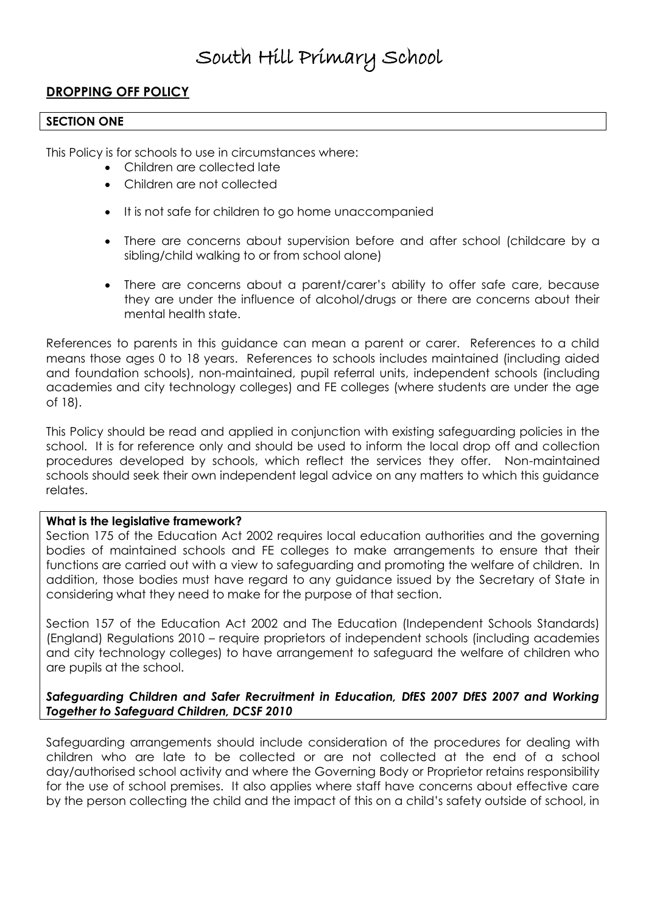# South Hill Primary School

## DROPPING OFF POLICY

**SECTION ONE**

This Policy is for schools to use in circumstances where:

- Children are collected late
- Children are not collected
- It is not safe for children to go home unaccompanied
- There are concerns about supervision before and after school (childcare by a sibling/child walking to or from school alone)
- There are concerns about a parent/carer's ability to offer safe care, because they are under the influence of alcohol/drugs or there are concerns about their mental health state.

References to parents in this guidance can mean a parent or carer. References to a child means those ages 0 to 18 years. References to schools includes maintained (including aided and foundation schools), non-maintained, pupil referral units, independent schools (including academies and city technology colleges) and FE colleges (where students are under the age of 18).

This Policy should be read and applied in conjunction with existing safeguarding policies in the school. It is for reference only and should be used to inform the local drop off and collection procedures developed by schools, which reflect the services they offer. Non-maintained schools should seek their own independent legal advice on any matters to which this guidance relates.

**What is the legislative framework?**

Section 175 of the Education Act 2002 requires local education authorities and the governing bodies of maintained schools and FE colleges to make arrangements to ensure that their functions are carried out with a view to safeguarding and promoting the welfare of children. In addition, those bodies must have regard to any guidance issued by the Secretary of State in considering what they need to make for the purpose of that section.

Section 157 of the Education Act 2002 and The Education (Independent Schools Standards) (England) Regulations 2010 – require proprietors of independent schools (including academies and city technology colleges) to have arrangement to safeguard the welfare of children who are pupils at the school.

***Safeguarding Children and Safer Recruitment in Education, DfES 2007 DfES 2007 and Working Together to Safeguard Children, DCSF 2010***

Safeguarding arrangements should include consideration of the procedures for dealing with children who are late to be collected or are not collected at the end of a school day/authorised school activity and where the Governing Body or Proprietor retains responsibility for the use of school premises. It also applies where staff have concerns about effective care by the person collecting the child and the impact of this on a child's safety outside of school, in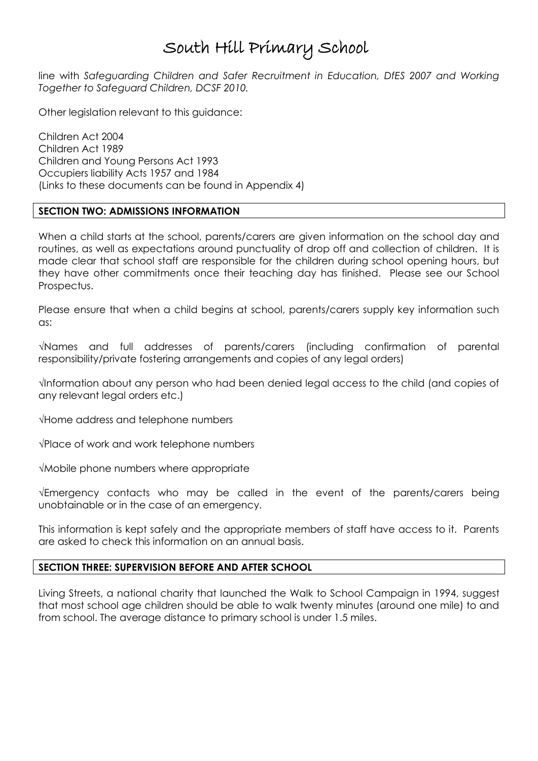line with *Safeguarding Children and Safer Recruitment in Education, DfES 2007 and Working Together to Safeguard Children, DCSF 2010.*

Other legislation relevant to this guidance:

Children Act 2004
Children Act 1989
Children and Young Persons Act 1993
Occupiers liability Acts 1957 and 1984
(Links to these documents can be found in Appendix 4)

## SECTION TWO: ADMISSIONS INFORMATION

When a child starts at the school, parents/carers are given information on the school day and routines, as well as expectations around punctuality of drop off and collection of children. It is made clear that school staff are responsible for the children during school opening hours, but they have other commitments once their teaching day has finished. Please see our School Prospectus.

Please ensure that when a child begins at school, parents/carers supply key information such as:

√Names and full addresses of parents/carers (including confirmation of parental responsibility/private fostering arrangements and copies of any legal orders)

√Information about any person who had been denied legal access to the child (and copies of any relevant legal orders etc.)

√Home address and telephone numbers

√Place of work and work telephone numbers

√Mobile phone numbers where appropriate

√Emergency contacts who may be called in the event of the parents/carers being unobtainable or in the case of an emergency.

This information is kept safely and the appropriate members of staff have access to it. Parents are asked to check this information on an annual basis.

## SECTION THREE: SUPERVISION BEFORE AND AFTER SCHOOL

Living Streets, a national charity that launched the Walk to School Campaign in 1994, suggest that most school age children should be able to walk twenty minutes (around one mile) to and from school. The average distance to primary school is under 1.5 miles.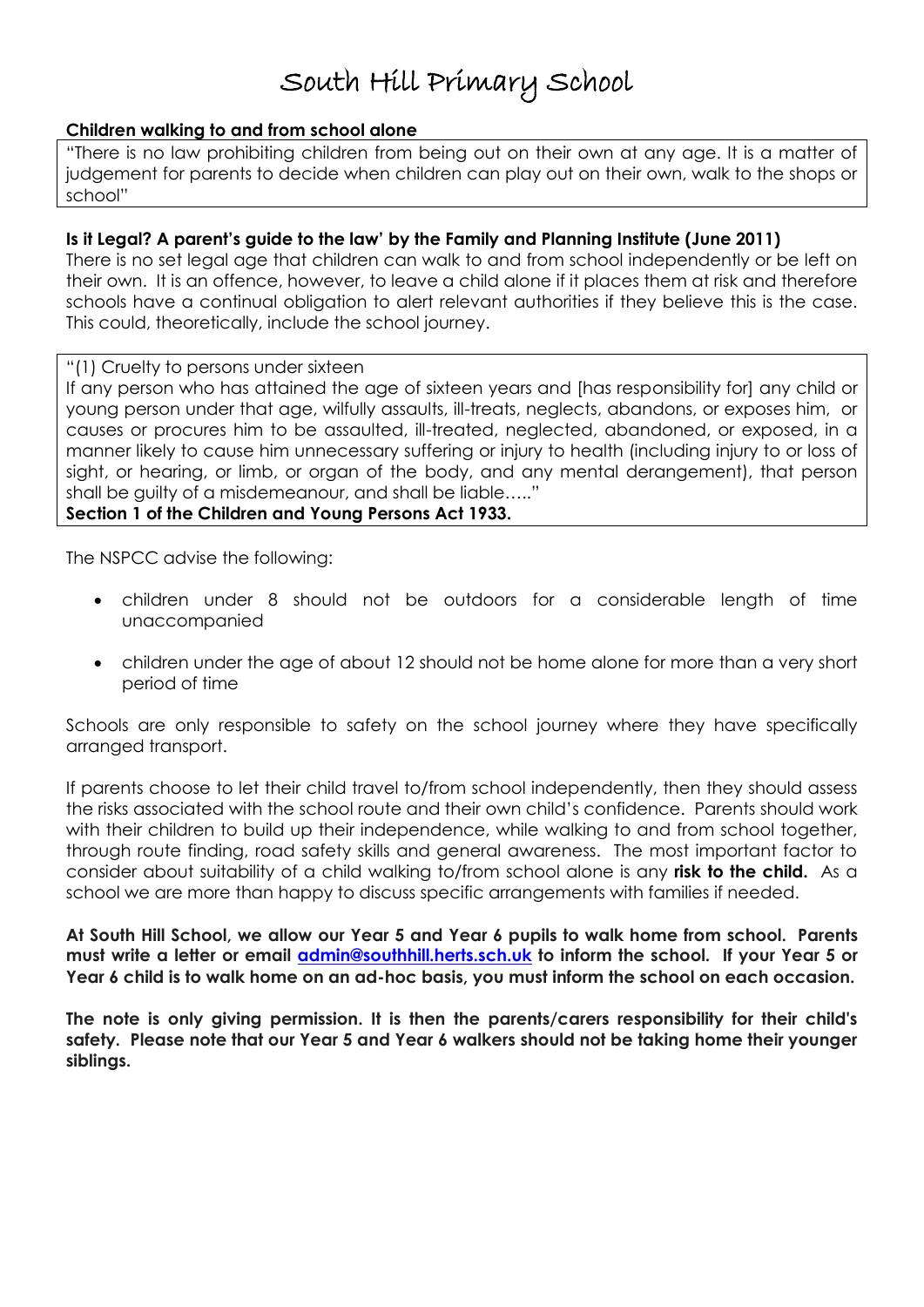# South Hill Primary School

**Children walking to and from school alone**

"There is no law prohibiting children from being out on their own at any age. It is a matter of judgement for parents to decide when children can play out on their own, walk to the shops or school"

**Is it Legal? A parent's guide to the law' by the Family and Planning Institute (June 2011)**

There is no set legal age that children can walk to and from school independently or be left on their own. It is an offence, however, to leave a child alone if it places them at risk and therefore schools have a continual obligation to alert relevant authorities if they believe this is the case. This could, theoretically, include the school journey.

"(1) Cruelty to persons under sixteen
If any person who has attained the age of sixteen years and [has responsibility for] any child or young person under that age, wilfully assaults, ill-treats, neglects, abandons, or exposes him, or causes or procures him to be assaulted, ill-treated, neglected, abandoned, or exposed, in a manner likely to cause him unnecessary suffering or injury to health (including injury to or loss of sight, or hearing, or limb, or organ of the body, and any mental derangement), that person shall be guilty of a misdemeanour, and shall be liable….."
**Section 1 of the Children and Young Persons Act 1933.**

The NSPCC advise the following:

- children under 8 should not be outdoors for a considerable length of time unaccompanied
- children under the age of about 12 should not be home alone for more than a very short period of time

Schools are only responsible to safety on the school journey where they have specifically arranged transport.

If parents choose to let their child travel to/from school independently, then they should assess the risks associated with the school route and their own child's confidence. Parents should work with their children to build up their independence, while walking to and from school together, through route finding, road safety skills and general awareness. The most important factor to consider about suitability of a child walking to/from school alone is any **risk to the child.** As a school we are more than happy to discuss specific arrangements with families if needed.

**At South Hill School, we allow our Year 5 and Year 6 pupils to walk home from school. Parents must write a letter or email admin@southhill.herts.sch.uk to inform the school. If your Year 5 or Year 6 child is to walk home on an ad-hoc basis, you must inform the school on each occasion.**

**The note is only giving permission. It is then the parents/carers responsibility for their child's safety. Please note that our Year 5 and Year 6 walkers should not be taking home their younger siblings.**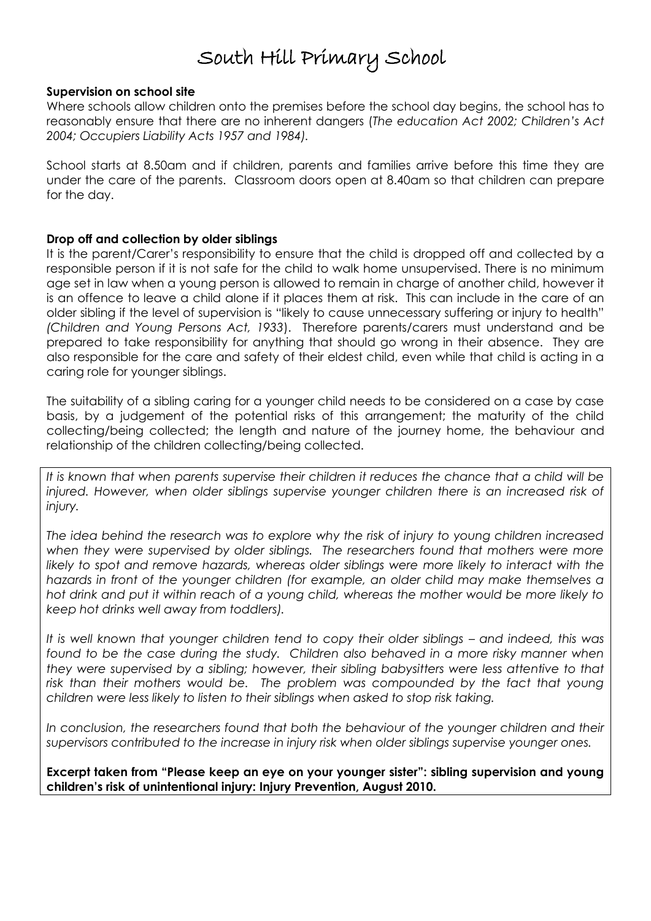# South Hill Primary School

**Supervision on school site**

Where schools allow children onto the premises before the school day begins, the school has to reasonably ensure that there are no inherent dangers (*The education Act 2002; Children's Act 2004; Occupiers Liability Acts 1957 and 1984).*

School starts at 8.50am and if children, parents and families arrive before this time they are under the care of the parents. Classroom doors open at 8.40am so that children can prepare for the day.

**Drop off and collection by older siblings**

It is the parent/Carer's responsibility to ensure that the child is dropped off and collected by a responsible person if it is not safe for the child to walk home unsupervised. There is no minimum age set in law when a young person is allowed to remain in charge of another child, however it is an offence to leave a child alone if it places them at risk. This can include in the care of an older sibling if the level of supervision is "likely to cause unnecessary suffering or injury to health" *(Children and Young Persons Act, 1933*). Therefore parents/carers must understand and be prepared to take responsibility for anything that should go wrong in their absence. They are also responsible for the care and safety of their eldest child, even while that child is acting in a caring role for younger siblings.

The suitability of a sibling caring for a younger child needs to be considered on a case by case basis, by a judgement of the potential risks of this arrangement; the maturity of the child collecting/being collected; the length and nature of the journey home, the behaviour and relationship of the children collecting/being collected.

*It is known that when parents supervise their children it reduces the chance that a child will be injured. However, when older siblings supervise younger children there is an increased risk of injury.*

*The idea behind the research was to explore why the risk of injury to young children increased when they were supervised by older siblings. The researchers found that mothers were more likely to spot and remove hazards, whereas older siblings were more likely to interact with the hazards in front of the younger children (for example, an older child may make themselves a hot drink and put it within reach of a young child, whereas the mother would be more likely to keep hot drinks well away from toddlers).*

*It is well known that younger children tend to copy their older siblings – and indeed, this was found to be the case during the study. Children also behaved in a more risky manner when they were supervised by a sibling; however, their sibling babysitters were less attentive to that risk than their mothers would be. The problem was compounded by the fact that young children were less likely to listen to their siblings when asked to stop risk taking.*

*In conclusion, the researchers found that both the behaviour of the younger children and their supervisors contributed to the increase in injury risk when older siblings supervise younger ones.*

**Excerpt taken from "Please keep an eye on your younger sister": sibling supervision and young children's risk of unintentional injury: Injury Prevention, August 2010.**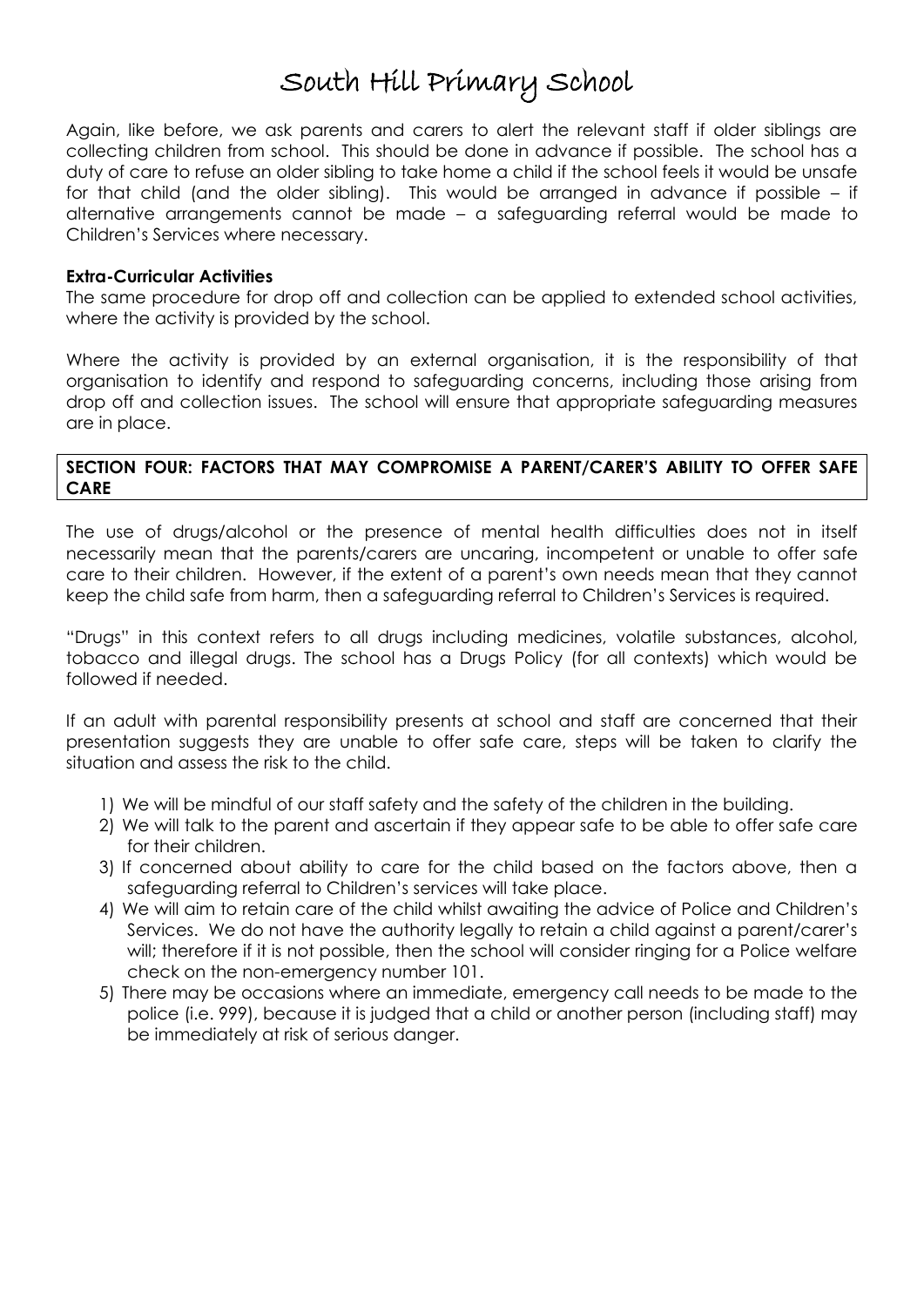Again, like before, we ask parents and carers to alert the relevant staff if older siblings are collecting children from school. This should be done in advance if possible. The school has a duty of care to refuse an older sibling to take home a child if the school feels it would be unsafe for that child (and the older sibling). This would be arranged in advance if possible – if alternative arrangements cannot be made – a safeguarding referral would be made to Children's Services where necessary.

**Extra-Curricular Activities**

The same procedure for drop off and collection can be applied to extended school activities, where the activity is provided by the school.

Where the activity is provided by an external organisation, it is the responsibility of that organisation to identify and respond to safeguarding concerns, including those arising from drop off and collection issues. The school will ensure that appropriate safeguarding measures are in place.

## SECTION FOUR: FACTORS THAT MAY COMPROMISE A PARENT/CARER'S ABILITY TO OFFER SAFE CARE

The use of drugs/alcohol or the presence of mental health difficulties does not in itself necessarily mean that the parents/carers are uncaring, incompetent or unable to offer safe care to their children. However, if the extent of a parent's own needs mean that they cannot keep the child safe from harm, then a safeguarding referral to Children's Services is required.

"Drugs" in this context refers to all drugs including medicines, volatile substances, alcohol, tobacco and illegal drugs. The school has a Drugs Policy (for all contexts) which would be followed if needed.

If an adult with parental responsibility presents at school and staff are concerned that their presentation suggests they are unable to offer safe care, steps will be taken to clarify the situation and assess the risk to the child.

1) We will be mindful of our staff safety and the safety of the children in the building.
2) We will talk to the parent and ascertain if they appear safe to be able to offer safe care for their children.
3) If concerned about ability to care for the child based on the factors above, then a safeguarding referral to Children's services will take place.
4) We will aim to retain care of the child whilst awaiting the advice of Police and Children's Services. We do not have the authority legally to retain a child against a parent/carer's will; therefore if it is not possible, then the school will consider ringing for a Police welfare check on the non-emergency number 101.
5) There may be occasions where an immediate, emergency call needs to be made to the police (i.e. 999), because it is judged that a child or another person (including staff) may be immediately at risk of serious danger.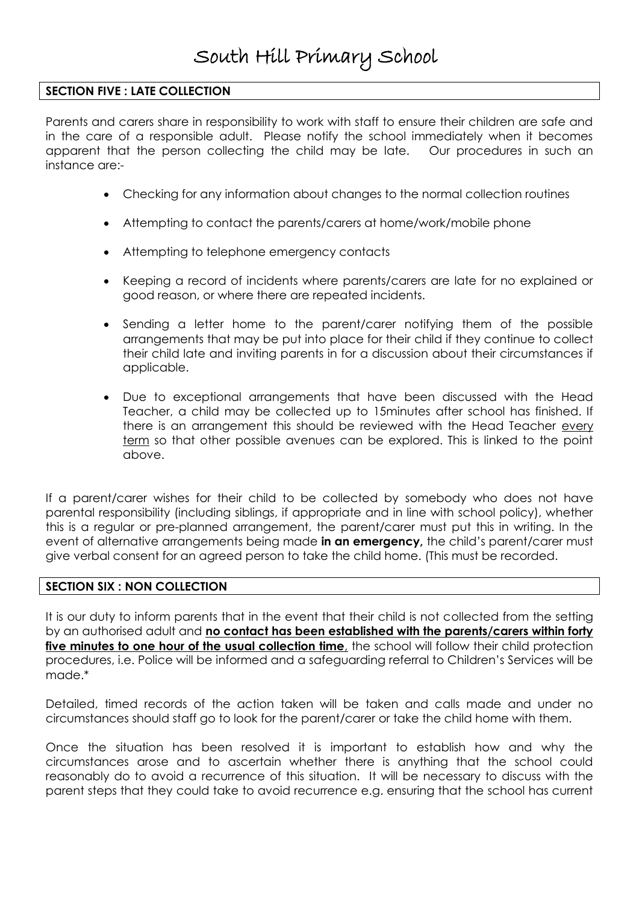# South Hill Primary School

## SECTION FIVE : LATE COLLECTION

Parents and carers share in responsibility to work with staff to ensure their children are safe and in the care of a responsible adult. Please notify the school immediately when it becomes apparent that the person collecting the child may be late. Our procedures in such an instance are:-

- Checking for any information about changes to the normal collection routines
- Attempting to contact the parents/carers at home/work/mobile phone
- Attempting to telephone emergency contacts
- Keeping a record of incidents where parents/carers are late for no explained or good reason, or where there are repeated incidents.
- Sending a letter home to the parent/carer notifying them of the possible arrangements that may be put into place for their child if they continue to collect their child late and inviting parents in for a discussion about their circumstances if applicable.
- Due to exceptional arrangements that have been discussed with the Head Teacher, a child may be collected up to 15minutes after school has finished. If there is an arrangement this should be reviewed with the Head Teacher every term so that other possible avenues can be explored. This is linked to the point above.

If a parent/carer wishes for their child to be collected by somebody who does not have parental responsibility (including siblings, if appropriate and in line with school policy), whether this is a regular or pre-planned arrangement, the parent/carer must put this in writing. In the event of alternative arrangements being made **in an emergency,** the child's parent/carer must give verbal consent for an agreed person to take the child home. (This must be recorded.

## SECTION SIX : NON COLLECTION

It is our duty to inform parents that in the event that their child is not collected from the setting by an authorised adult and **no contact has been established with the parents/carers within forty five minutes to one hour of the usual collection time**, the school will follow their child protection procedures, i.e. Police will be informed and a safeguarding referral to Children's Services will be made.*

Detailed, timed records of the action taken will be taken and calls made and under no circumstances should staff go to look for the parent/carer or take the child home with them.

Once the situation has been resolved it is important to establish how and why the circumstances arose and to ascertain whether there is anything that the school could reasonably do to avoid a recurrence of this situation. It will be necessary to discuss with the parent steps that they could take to avoid recurrence e.g. ensuring that the school has current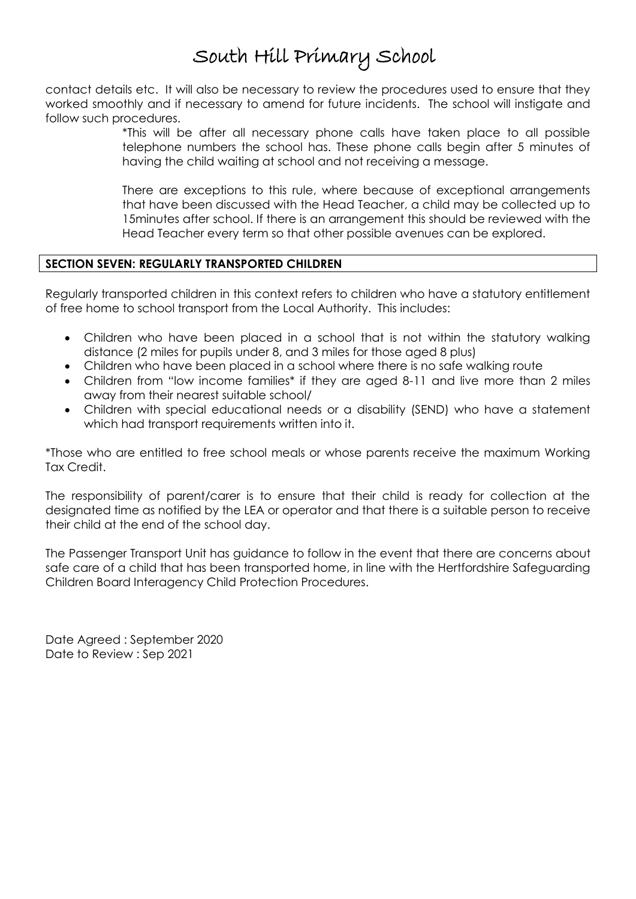contact details etc. It will also be necessary to review the procedures used to ensure that they worked smoothly and if necessary to amend for future incidents. The school will instigate and follow such procedures.

> *This will be after all necessary phone calls have taken place to all possible telephone numbers the school has. These phone calls begin after 5 minutes of having the child waiting at school and not receiving a message.
>
> There are exceptions to this rule, where because of exceptional arrangements that have been discussed with the Head Teacher, a child may be collected up to 15minutes after school. If there is an arrangement this should be reviewed with the Head Teacher every term so that other possible avenues can be explored.

## SECTION SEVEN: REGULARLY TRANSPORTED CHILDREN

Regularly transported children in this context refers to children who have a statutory entitlement of free home to school transport from the Local Authority. This includes:

- Children who have been placed in a school that is not within the statutory walking distance (2 miles for pupils under 8, and 3 miles for those aged 8 plus)
- Children who have been placed in a school where there is no safe walking route
- Children from "low income families* if they are aged 8-11 and live more than 2 miles away from their nearest suitable school/
- Children with special educational needs or a disability (SEND) who have a statement which had transport requirements written into it.

*Those who are entitled to free school meals or whose parents receive the maximum Working Tax Credit.

The responsibility of parent/carer is to ensure that their child is ready for collection at the designated time as notified by the LEA or operator and that there is a suitable person to receive their child at the end of the school day.

The Passenger Transport Unit has guidance to follow in the event that there are concerns about safe care of a child that has been transported home, in line with the Hertfordshire Safeguarding Children Board Interagency Child Protection Procedures.

Date Agreed : September 2020
Date to Review : Sep 2021